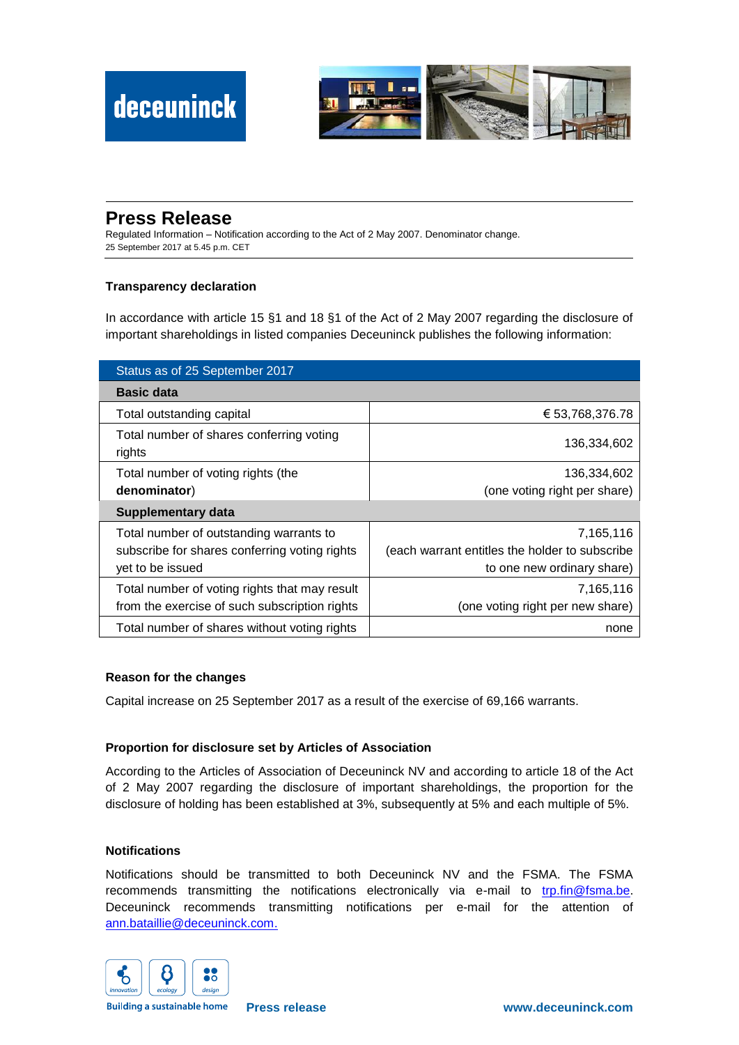# Press Release

Regulated Information – Notification according to the Act of 2 May 2007. Denominator change.
25 September 2017 at 5.45 p.m. CET

**Transparency declaration**

In accordance with article 15 §1 and 18 §1 of the Act of 2 May 2007 regarding the disclosure of important shareholdings in listed companies Deceuninck publishes the following information:

| Status as of 25 September 2017 | |
|---|---|
| **Basic data** | |
| Total outstanding capital | € 53,768,376.78 |
| Total number of shares conferring voting rights | 136,334,602 |
| Total number of voting rights (the **denominator**) | 136,334,602 (one voting right per share) |
| **Supplementary data** | |
| Total number of outstanding warrants to subscribe for shares conferring voting rights yet to be issued | 7,165,116 (each warrant entitles the holder to subscribe to one new ordinary share) |
| Total number of voting rights that may result from the exercise of such subscription rights | 7,165,116 (one voting right per new share) |
| Total number of shares without voting rights | none |

**Reason for the changes**

Capital increase on 25 September 2017 as a result of the exercise of 69,166 warrants.

**Proportion for disclosure set by Articles of Association**

According to the Articles of Association of Deceuninck NV and according to article 18 of the Act of 2 May 2007 regarding the disclosure of important shareholdings, the proportion for the disclosure of holding has been established at 3%, subsequently at 5% and each multiple of 5%.

**Notifications**

Notifications should be transmitted to both Deceuninck NV and the FSMA. The FSMA recommends transmitting the notifications electronically via e-mail to trp.fin@fsma.be. Deceuninck recommends transmitting notifications per e-mail for the attention of ann.bataillie@deceuninck.com.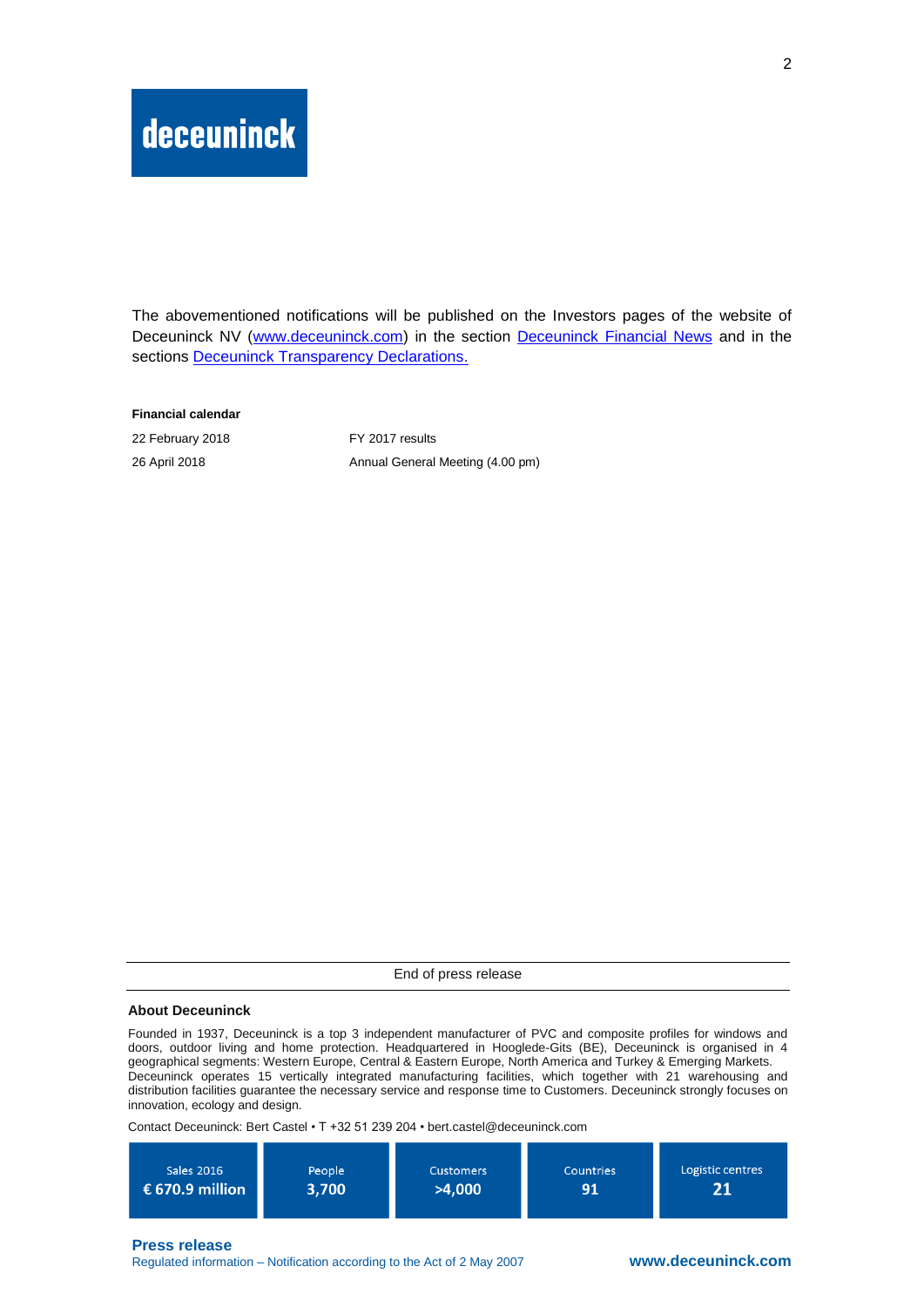deceuninck

The abovementioned notifications will be published on the Investors pages of the website of Deceuninck NV (www.deceuninck.com) in the section Deceuninck Financial News and in the sections Deceuninck Transparency Declarations.

**Financial calendar**

| | |
|---|---|
| 22 February 2018 | FY 2017 results |
| 26 April 2018 | Annual General Meeting (4.00 pm) |

End of press release

**About Deceuninck**

Founded in 1937, Deceuninck is a top 3 independent manufacturer of PVC and composite profiles for windows and doors, outdoor living and home protection. Headquartered in Hooglede-Gits (BE), Deceuninck is organised in 4 geographical segments: Western Europe, Central & Eastern Europe, North America and Turkey & Emerging Markets. Deceuninck operates 15 vertically integrated manufacturing facilities, which together with 21 warehousing and distribution facilities guarantee the necessary service and response time to Customers. Deceuninck strongly focuses on innovation, ecology and design.

Contact Deceuninck: Bert Castel • T +32 51 239 204 • bert.castel@deceuninck.com

| Sales 2016 | People | Customers | Countries | Logistic centres |
|---|---|---|---|---|
| € 670.9 million | 3,700 | >4,000 | 91 | 21 |

**Press release**
Regulated information – Notification according to the Act of 2 May 2007

**www.deceuninck.com**